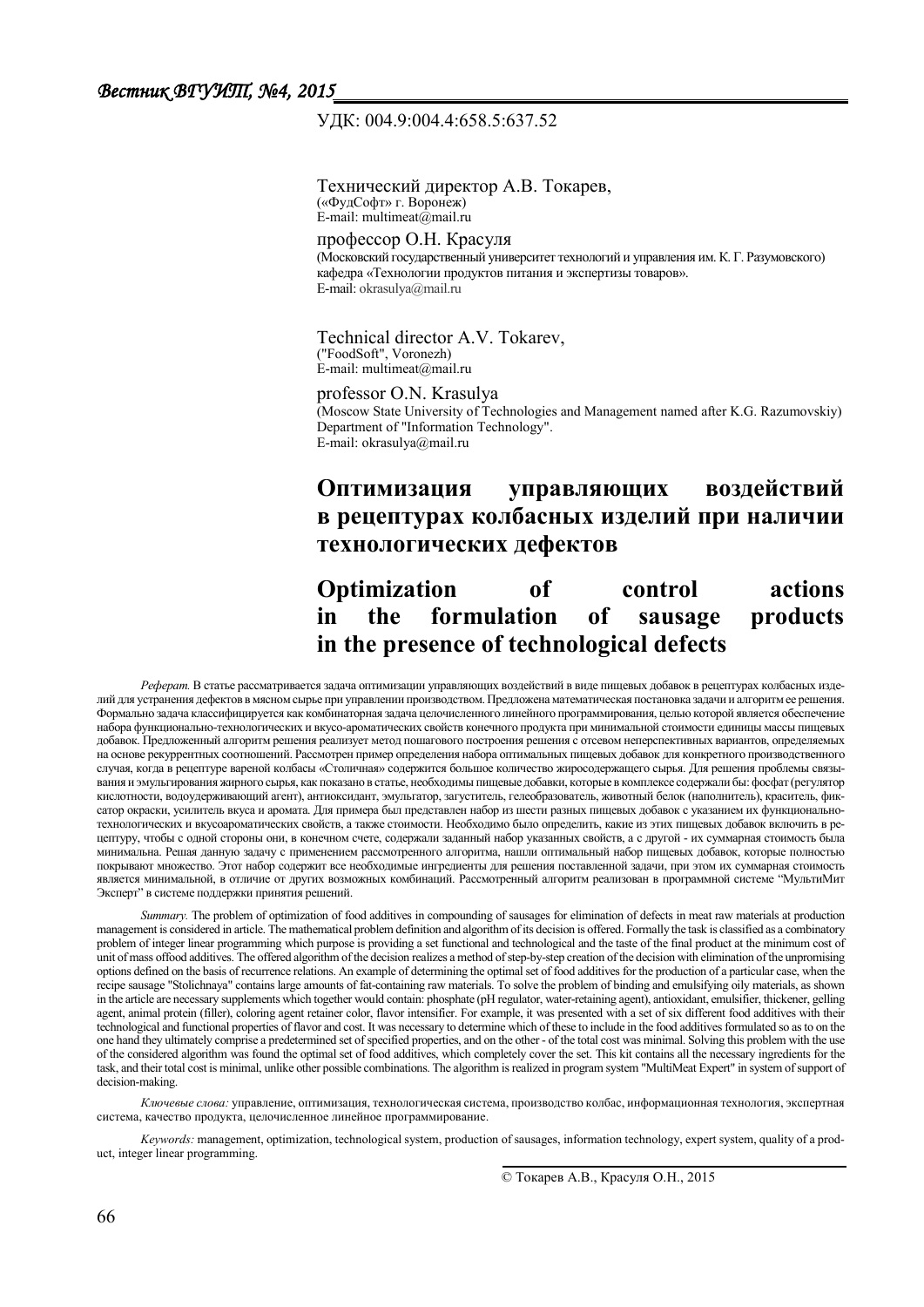УДК: 004.9:004.4:658.5:637.52

Технический директор А.В. Токарев,
(«ФудСофт» г. Воронеж)
E-mail: multimeat@mail.ru

профессор О.Н. Красуля
(Московский государственный университет технологий и управления им. К. Г. Разумовского)
кафедра «Технологии продуктов питания и экспертизы товаров».
E-mail: okrasulya@mail.ru

Technical director A.V. Tokarev,
("FoodSoft", Voronezh)
E-mail: multimeat@mail.ru

professor O.N. Krasulya
(Moscow State University of Technologies and Management named after K.G. Razumovskiy)
Department of "Information Technology".
E-mail: okrasulya@mail.ru

# Оптимизация управляющих воздействий в рецептурах колбасных изделий при наличии технологических дефектов

# Optimization of control actions in the formulation of sausage products in the presence of technological defects

*Реферат.* В статье рассматривается задача оптимизации управляющих воздействий в виде пищевых добавок в рецептурах колбасных изделий для устранения дефектов в мясном сырье при управлении производством. Предложена математическая постановка задачи и алгоритм ее решения. Формально задача классифицируется как комбинаторная задача целочисленного линейного программирования, целью которой является обеспечение набора функционально-технологических и вкусо-ароматических свойств конечного продукта при минимальной стоимости единицы массы пищевых добавок. Предложенный алгоритм решения реализует метод пошагового построения решения с отсевом неперспективных вариантов, определяемых на основе рекуррентных соотношений. Рассмотрен пример определения набора оптимальных пищевых добавок для конкретного производственного случая, когда в рецептуре вареной колбасы «Столичная» содержится большое количество жиросодержащего сырья. Для решения проблемы связывания и эмульгирования жирного сырья, как показано в статье, необходимы пищевые добавки, которые в комплексе содержали бы: фосфат (регулятор кислотности, водоудерживающий агент), антиоксидант, эмульгатор, загуститель, гелеобразователь, животный белок (наполнитель), краситель, фиксатор окраски, усилитель вкуса и аромата. Для примера был представлен набор из шести разных пищевых добавок с указанием их функционально-технологических и вкусоароматических свойств, а также стоимости. Необходимо было определить, какие из этих пищевых добавок включить в рецептуру, чтобы с одной стороны они, в конечном счете, содержали заданный набор указанных свойств, а с другой - их суммарная стоимость была минимальна. Решая данную задачу с применением рассмотренного алгоритма, нашли оптимальный набор пищевых добавок, которые полностью покрывают множество. Этот набор содержит все необходимые ингредиенты для решения поставленной задачи, при этом их суммарная стоимость является минимальной, в отличие от других возможных комбинаций. Рассмотренный алгоритм реализован в программной системе "МультиМит Эксперт" в системе поддержки принятия решений.

*Summary.* The problem of optimization of food additives in compounding of sausages for elimination of defects in meat raw materials at production management is considered in article. The mathematical problem definition and algorithm of its decision is offered. Formally the task is classified as a combinatory problem of integer linear programming which purpose is providing a set functional and technological and the taste of the final product at the minimum cost of unit of mass offood additives. The offered algorithm of the decision realizes a method of step-by-step creation of the decision with elimination of the unpromising options defined on the basis of recurrence relations. An example of determining the optimal set of food additives for the production of a particular case, when the recipe sausage "Stolichnaya" contains large amounts of fat-containing raw materials. To solve the problem of binding and emulsifying oily materials, as shown in the article are necessary supplements which together would contain: phosphate (pH regulator, water-retaining agent), antioxidant, emulsifier, thickener, gelling agent, animal protein (filler), coloring agent retainer color, flavor intensifier. For example, it was presented with a set of six different food additives with their technological and functional properties of flavor and cost. It was necessary to determine which of these to include in the food additives formulated so as to on the one hand they ultimately comprise a predetermined set of specified properties, and on the other - of the total cost was minimal. Solving this problem with the use of the considered algorithm was found the optimal set of food additives, which completely cover the set. This kit contains all the necessary ingredients for the task, and their total cost is minimal, unlike other possible combinations. The algorithm is realized in program system "MultiMeat Expert" in system of support of decision-making.

*Ключевые слова:* управление, оптимизация, технологическая система, производство колбас, информационная технология, экспертная система, качество продукта, целочисленное линейное программирование.

*Keywords:* management, optimization, technological system, production of sausages, information technology, expert system, quality of a product, integer linear programming.

© Токарев А.В., Красуля О.Н., 2015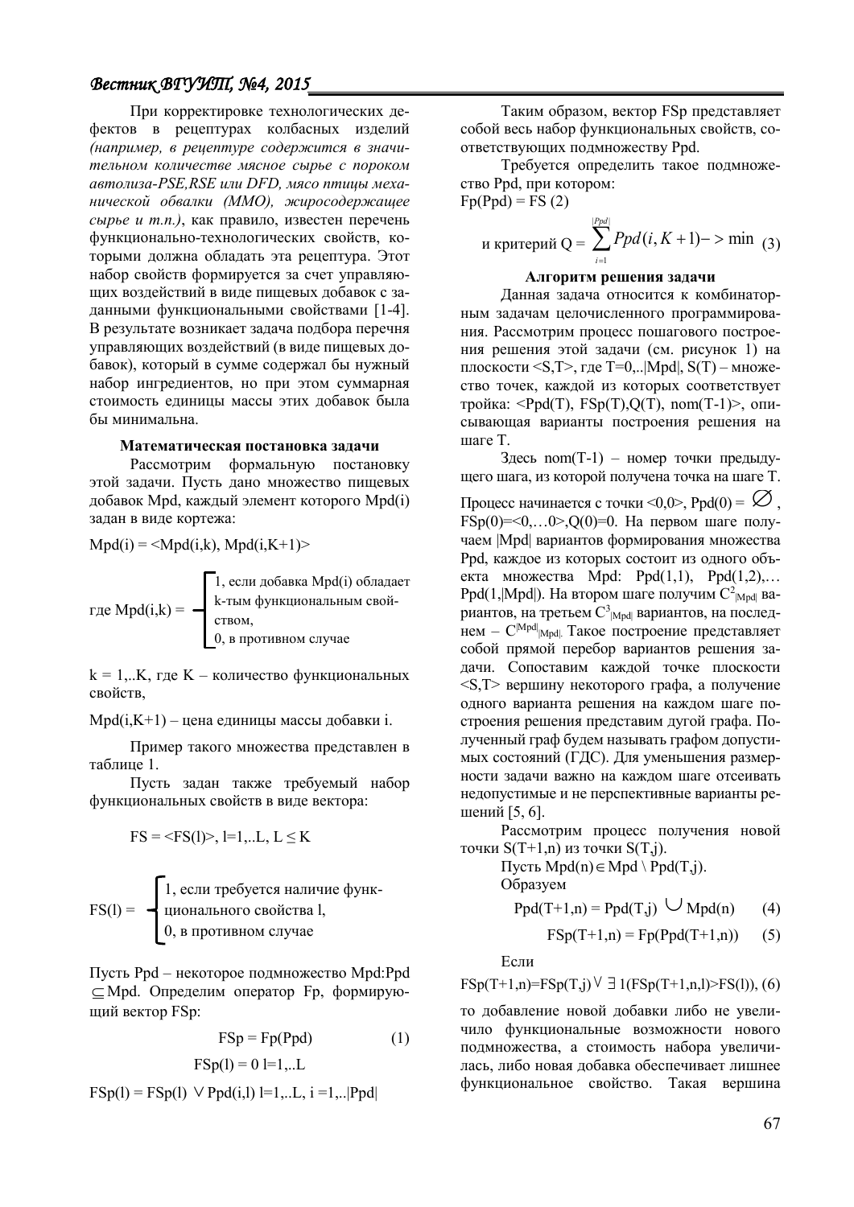При корректировке технологических дефектов в рецептурах колбасных изделий *(например, в рецептуре содержится в значительном количестве мясное сырье с пороком автолиза-PSE,RSE или DFD, мясо птицы механической обвалки (ММО), жиросодержащее сырье и т.п.)*, как правило, известен перечень функционально-технологических свойств, которыми должна обладать эта рецептура. Этот набор свойств формируется за счет управляющих воздействий в виде пищевых добавок с заданными функциональными свойствами [1-4]. В результате возникает задача подбора перечня управляющих воздействий (в виде пищевых добавок), который в сумме содержал бы нужный набор ингредиентов, но при этом суммарная стоимость единицы массы этих добавок была бы минимальна.

### Математическая постановка задачи

Рассмотрим формальную постановку этой задачи. Пусть дано множество пищевых добавок Mpd, каждый элемент которого Mpd(i) задан в виде кортежа:

Mpd(i) = <Mpd(i,k), Mpd(i,K+1)>

$$
\text{где Mpd(i,k)} = \begin{cases} 1, & \text{если добавка Mpd(i) обладает k-тым функциональным свойством,} \\ 0, & \text{в противном случае} \end{cases}
$$

k = 1,..K, где K – количество функциональных свойств,

Mpd(i,K+1) – цена единицы массы добавки i.

Пример такого множества представлен в таблице 1.

Пусть задан также требуемый набор функциональных свойств в виде вектора:

$$FS = <FS(l)>,\ l=1,..L,\ L \le K$$

$$
FS(l) = \begin{cases} 1, & \text{если требуется наличие функционального свойства l,} \\ 0, & \text{в противном случае} \end{cases}
$$

Пусть Ppd – некоторое подмножество Mpd:Ppd $\subseteq$ Mpd. Определим оператор Fp, формирующий вектор FSp:

$$FSp = Fp(Ppd) \qquad (1)$$

$$FSp(l) = 0 \quad l=1,..L$$

$$FSp(l) = FSp(l) \lor Ppd(i,l) \quad l=1,..L,\ i=1,..|Ppd|$$

Таким образом, вектор FSp представляет собой весь набор функциональных свойств, соответствующих подмножеству Ppd.

Требуется определить такое подмножество Ppd, при котором:

$$Fp(Ppd) = FS \quad (2)$$

$$\text{и критерий } Q = \sum_{i=1}^{|Ppd|} Ppd(i, K+1) \to \min \quad (3)$$

### Алгоритм решения задачи

Данная задача относится к комбинаторным задачам целочисленного программирования. Рассмотрим процесс пошагового построения решения этой задачи (см. рисунок 1) на плоскости <S,T>, где T=0,..|Mpd|, S(T) – множество точек, каждой из которых соответствует тройка: <Ppd(T), FSp(T),Q(T), nom(T-1)>, описывающая варианты построения решения на шаге T.

Здесь nom(T-1) – номер точки предыдущего шага, из которой получена точка на шаге T.

Процесс начинается с точки <0,0>, Ppd(0) = $\varnothing$, FSp(0)=<0,…0>,Q(0)=0. На первом шаге получаем |Mpd| вариантов формирования множества Ppd, каждое из которых состоит из одного объекта множества Mpd: Ppd(1,1), Ppd(1,2),… Ppd(1,|Mpd|). На втором шаге получим $C^2_{|Mpd|}$ вариантов, на третьем $C^3_{|Mpd|}$ вариантов, на последнем – $C^{|Mpd|}_{|Mpd|}$. Такое построение представляет собой прямой перебор вариантов решения задачи. Сопоставим каждой точке плоскости <S,T> вершину некоторого графа, а получение одного варианта решения на каждом шаге построения решения представим дугой графа. Полученный граф будем называть графом допустимых состояний (ГДС). Для уменьшения размерности задачи важно на каждом шаге отсеивать недопустимые и не перспективные варианты решений [5, 6].

Рассмотрим процесс получения новой точки S(T+1,n) из точки S(T,j).

Пусть Mpd(n) $\in$ Mpd \ Ppd(T,j).

Образуем

$$Ppd(T+1,n) = Ppd(T,j) \cup Mpd(n) \qquad (4)$$

$$FSp(T+1,n) = Fp(Ppd(T+1,n)) \qquad (5)$$

Если

$$FSp(T+1,n)=FSp(T,j) \lor \exists\, 1(FSp(T+1,n,l)>FS(l)), \quad (6)$$

то добавление новой добавки либо не увеличило функциональные возможности нового подмножества, а стоимость набора увеличилась, либо новая добавка обеспечивает лишнее функциональное свойство. Такая вершина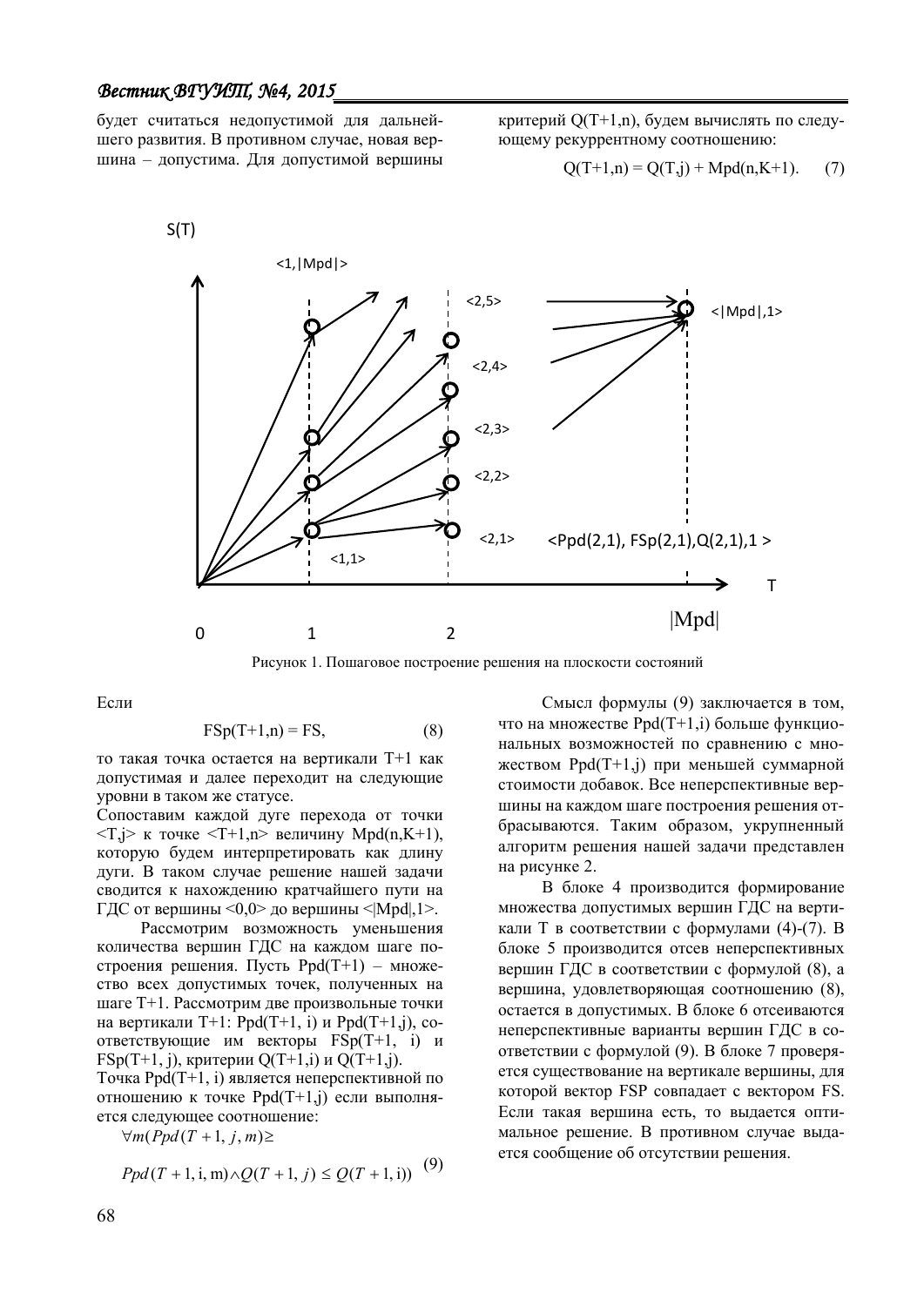будет считаться недопустимой для дальнейшего развития. В противном случае, новая вершина – допустима. Для допустимой вершины критерий Q(T+1,n), будем вычислять по следующему рекуррентному соотношению:

$$Q(T+1,n) = Q(T,j) + Mpd(n,K+1). \qquad (7)$$

Рисунок 1. Пошаговое построение решения на плоскости состояний

Если

$$FSp(T+1,n) = FS, \qquad (8)$$

то такая точка остается на вертикали T+1 как допустимая и далее переходит на следующие уровни в таком же статусе.

Сопоставим каждой дуге перехода от точки <T,j> к точке <T+1,n> величину Mpd(n,K+1), которую будем интерпретировать как длину дуги. В таком случае решение нашей задачи сводится к нахождению кратчайшего пути на ГДС от вершины <0,0> до вершины <|Mpd|,1>.

Рассмотрим возможность уменьшения количества вершин ГДС на каждом шаге построения решения. Пусть Ppd(T+1) – множество всех допустимых точек, полученных на шаге T+1. Рассмотрим две произвольные точки на вертикали T+1: Ppd(T+1, i) и Ppd(T+1,j), соответствующие им векторы FSp(T+1, i) и FSp(T+1, j), критерии Q(T+1,i) и Q(T+1,j).

Точка Ppd(T+1, i) является неперспективной по отношению к точке Ppd(T+1,j) если выполняется следующее соотношение:

$$\forall m(Ppd(T+1,j,m) \geq Ppd(T+1,\text{i},\text{m}) \wedge Q(T+1,j) \leq Q(T+1,\text{i})) \qquad (9)$$

Смысл формулы (9) заключается в том, что на множестве Ppd(T+1,i) больше функциональных возможностей по сравнению с множеством Ppd(T+1,j) при меньшей суммарной стоимости добавок. Все неперспективные вершины на каждом шаге построения решения отбрасываются. Таким образом, укрупненный алгоритм решения нашей задачи представлен на рисунке 2.

В блоке 4 производится формирование множества допустимых вершин ГДС на вертикали T в соответствии с формулами (4)-(7). В блоке 5 производится отсев неперспективных вершин ГДС в соответствии с формулой (8), а вершина, удовлетворяющая соотношению (8), остается в допустимых. В блоке 6 отсеиваются неперспективные варианты вершин ГДС в соответствии с формулой (9). В блоке 7 проверяется существование на вертикале вершины, для которой вектор FSP совпадает с вектором FS. Если такая вершина есть, то выдается оптимальное решение. В противном случае выдается сообщение об отсутствии решения.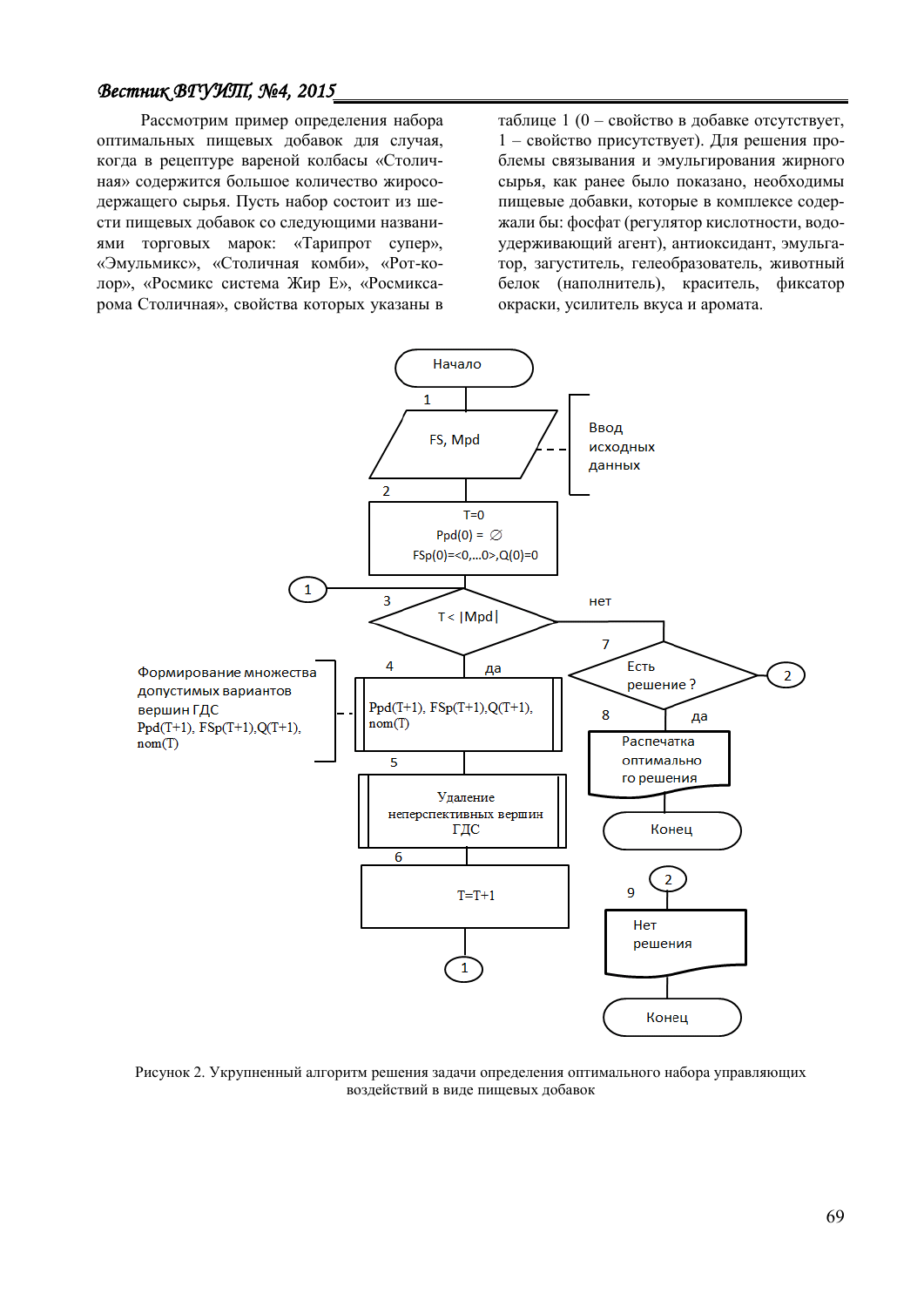Рассмотрим пример определения набора оптимальных пищевых добавок для случая, когда в рецептуре вареной колбасы «Столичная» содержится большое количество жиросодержащего сырья. Пусть набор состоит из шести пищевых добавок со следующими названиями торговых марок: «Тарипрот супер», «Эмульмикс», «Столичная комби», «Рот-колор», «Росмикс система Жир Е», «Росмиксарома Столичная», свойства которых указаны в таблице 1 (0 – свойство в добавке отсутствует, 1 – свойство присутствует). Для решения проблемы связывания и эмульгирования жирного сырья, как ранее было показано, необходимы пищевые добавки, которые в комплексе содержали бы: фосфат (регулятор кислотности, водоудерживающий агент), антиоксидант, эмульгатор, загуститель, гелеобразователь, животный белок (наполнитель), краситель, фиксатор окраски, усилитель вкуса и аромата.

Начало

1 — FS, Mpd — Ввод исходных данных

2 — T=0; Ppd(0) = ∅; FSp(0)=<0,...0>,Q(0)=0

3 — T < |Mpd| (нет → 7; да → 4)

4 — Ppd(T+1), FSp(T+1),Q(T+1), nom(T) — Формирование множества допустимых вариантов вершин ГДС Ppd(T+1), FSp(T+1),Q(T+1), nom(T)

5 — Удаление неперспективных вершин ГДС

6 — T=T+1 → 1

7 — Есть решение ? (да → 8; иначе → 2)

8 — Распечатка оптимального решения → Конец

9 — (2) Нет решения → Конец

Рисунок 2. Укрупненный алгоритм решения задачи определения оптимального набора управляющих воздействий в виде пищевых добавок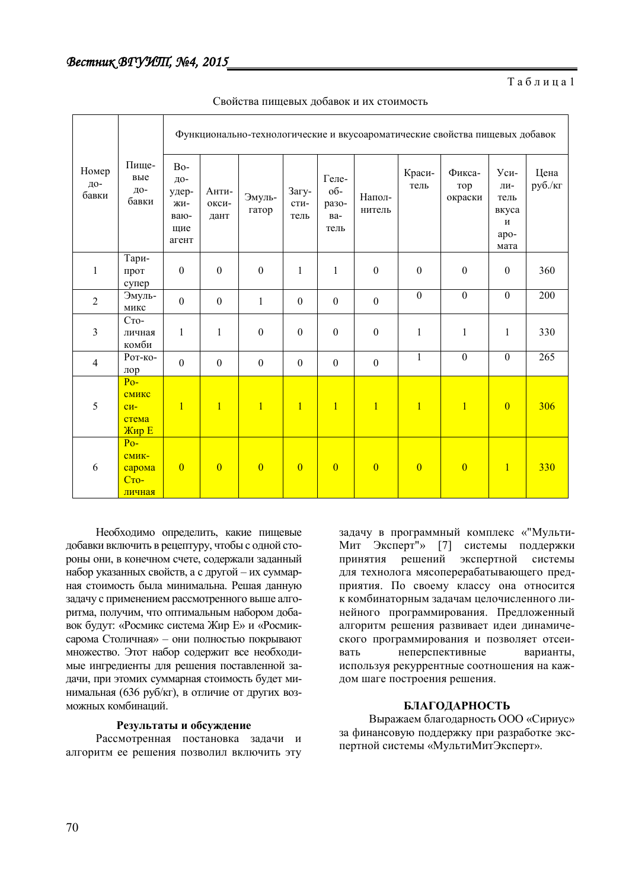Таблица 1

Свойства пищевых добавок и их стоимость

| Номер добавки | Пищевые добавки | Функционально-технологические и вкусоароматические свойства пищевых добавок | | | | | | | | | |
|---|---|---|---|---|---|---|---|---|---|---|---|
| | | Водоудерживающие агент | Антиоксидант | Эмульгатор | Загуститель | Гелеобразователь | Наполнитель | Краситель | Фиксатор окраски | Усилитель вкуса и аромата | Цена руб./кг |
| 1 | Таripрот супер | 0 | 0 | 0 | 1 | 1 | 0 | 0 | 0 | 0 | 360 |
| 2 | Эмульмикс | 0 | 0 | 1 | 0 | 0 | 0 | 0 | 0 | 0 | 200 |
| 3 | Столичная комби | 1 | 1 | 0 | 0 | 0 | 0 | 1 | 1 | 1 | 330 |
| 4 | Рот-колор | 0 | 0 | 0 | 0 | 0 | 0 | 1 | 0 | 0 | 265 |
| 5 | Росмикс система Жир Е | 1 | 1 | 1 | 1 | 1 | 1 | 1 | 1 | 0 | 306 |
| 6 | Росмиксарома Столичная | 0 | 0 | 0 | 0 | 0 | 0 | 0 | 0 | 1 | 330 |

Необходимо определить, какие пищевые добавки включить в рецептуру, чтобы с одной стороны они, в конечном счете, содержали заданный набор указанных свойств, а с другой – их суммарная стоимость была минимальна. Решая данную задачу с применением рассмотренного выше алгоритма, получим, что оптимальным набором добавок будут: «Росмикс система Жир Е» и «Росмиксарома Столичная» – они полностью покрывают множество. Этот набор содержит все необходимые ингредиенты для решения поставленной задачи, при этомих суммарная стоимость будет минимальная (636 руб/кг), в отличие от других возможных комбинаций.

### Результаты и обсуждение

Рассмотренная постановка задачи и алгоритм ее решения позволил включить эту задачу в программный комплекс «"МультиМит Эксперт"» [7] системы поддержки принятия решений экспертной системы для технолога мясоперерабатывающего предприятия. По своему классу она относится к комбинаторным задачам целочисленного линейного программирования. Предложенный алгоритм решения развивает идеи динамического программирования и позволяет отсеивать неперспективные варианты, используя рекуррентные соотношения на каждом шаге построения решения.

### БЛАГОДАРНОСТЬ

Выражаем благодарность ООО «Сириус» за финансовую поддержку при разработке экспертной системы «МультиМитЭксперт».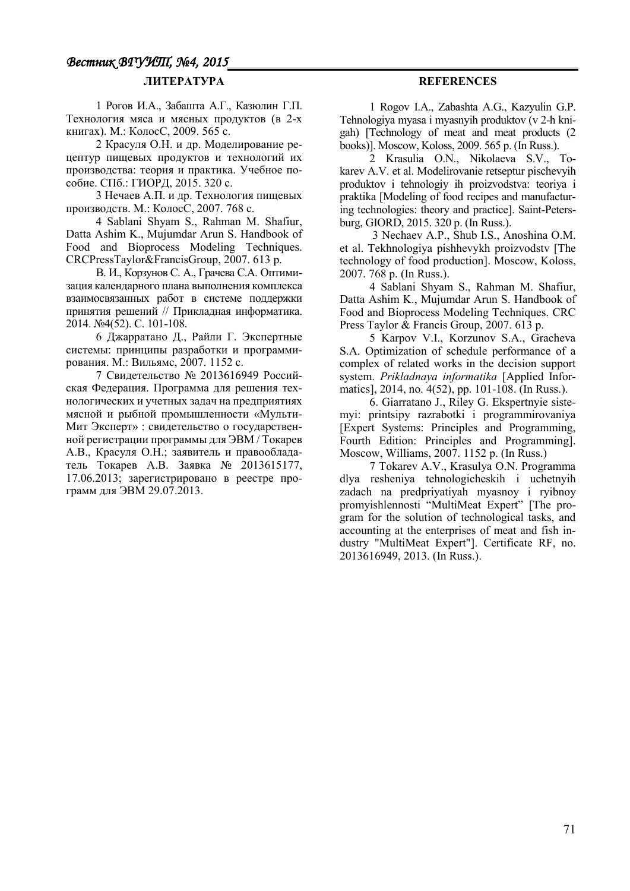## ЛИТЕРАТУРА

1 Рогов И.А., Забашта А.Г., Казюлин Г.П. Технология мяса и мясных продуктов (в 2-х книгах). М.: КолосС, 2009. 565 с.

2 Красуля О.Н. и др. Моделирование рецептур пищевых продуктов и технологий их производства: теория и практика. Учебное пособие. СПб.: ГИОРД, 2015. 320 с.

3 Нечаев А.П. и др. Технология пищевых производств. М.: КолосС, 2007. 768 с.

4 Sablani Shyam S., Rahman M. Shafiur, Datta Ashim K., Mujumdar Arun S. Handbook of Food and Bioprocess Modeling Techniques. CRCPressTaylor&FrancisGroup, 2007. 613 p.

В. И., Корзунов С. А., Грачева С.А. Оптимизация календарного плана выполнения комплекса взаимосвязанных работ в системе поддержки принятия решений // Прикладная информатика. 2014. №4(52). С. 101-108.

6 Джарратано Д., Райли Г. Экспертные системы: принципы разработки и программирования. М.: Вильямс, 2007. 1152 с.

7 Свидетельство № 2013616949 Российская Федерация. Программа для решения технологических и учетных задач на предприятиях мясной и рыбной промышленности «Мульти-Мит Эксперт» : свидетельство о государственной регистрации программы для ЭВМ / Токарев А.В., Красуля О.Н.; заявитель и правообладатель Токарев А.В. Заявка № 2013615177, 17.06.2013; зарегистрировано в реестре программ для ЭВМ 29.07.2013.

## REFERENCES

1 Rogov I.A., Zabashta A.G., Kazyulin G.P. Tehnologiya myasa i myasnyih produktov (v 2-h knigah) [Technology of meat and meat products (2 books)]. Moscow, Koloss, 2009. 565 p. (In Russ.).

2 Krasulia O.N., Nikolaeva S.V., Tokarev A.V. et al. Modelirovanie retseptur pischevyih produktov i tehnologiy ih proizvodstva: teoriya i praktika [Modeling of food recipes and manufacturing technologies: theory and practice]. Saint-Petersburg, GIORD, 2015. 320 p. (In Russ.).

3 Nechaev A.P., Shub I.S., Anoshina O.M. et al. Tekhnologiya pishhevykh proizvodstv [The technology of food production]. Moscow, Koloss, 2007. 768 p. (In Russ.).

4 Sablani Shyam S., Rahman M. Shafiur, Datta Ashim K., Mujumdar Arun S. Handbook of Food and Bioprocess Modeling Techniques. CRC Press Taylor & Francis Group, 2007. 613 p.

5 Karpov V.I., Korzunov S.A., Gracheva S.A. Optimization of schedule performance of a complex of related works in the decision support system. *Prikladnaya informatika* [Applied Informatics], 2014, no. 4(52), pp. 101-108. (In Russ.).

6. Giarratano J., Riley G. Ekspertnyie sistemyi: printsipy razrabotki i programmirovaniya [Expert Systems: Principles and Programming, Fourth Edition: Principles and Programming]. Moscow, Williams, 2007. 1152 p. (In Russ.)

7 Tokarev A.V., Krasulya O.N. Programma dlya resheniya tehnologicheskih i uchetnyih zadach na predpriyatiyah myasnoy i ryibnoy promyishlennosti "MultiMeat Expert" [The program for the solution of technological tasks, and accounting at the enterprises of meat and fish industry "MultiMeat Expert"]. Certificate RF, no. 2013616949, 2013. (In Russ.).